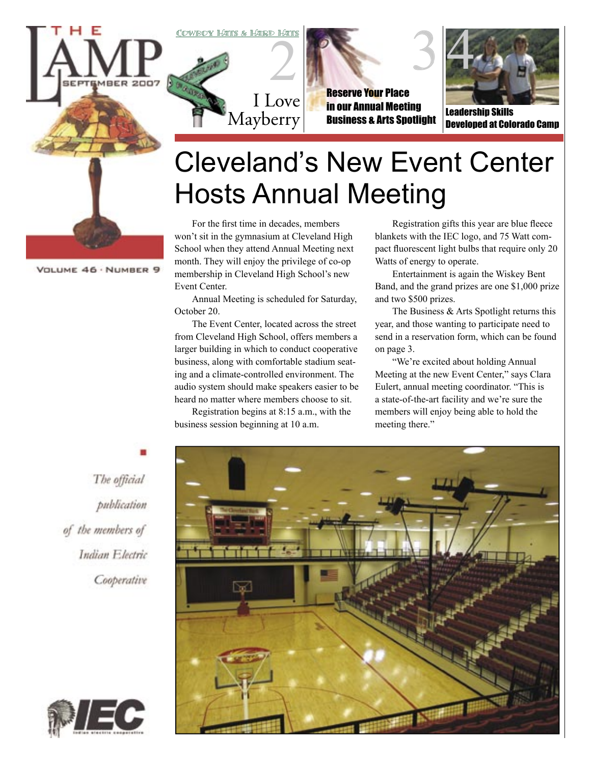# THE LAMP

SEPTEMBER 2007

VOLUME 46 · NUMBER 9

COWBOY HATS & HARD HATS

2 I Love Mayberry

3 Reserve Your Place in our Annual Meeting Business & Arts Spotlight

4 Leadership Skills Developed at Colorado Camp

# Cleveland's New Event Center Hosts Annual Meeting

For the first time in decades, members won't sit in the gymnasium at Cleveland High School when they attend Annual Meeting next month. They will enjoy the privilege of co-op membership in Cleveland High School's new Event Center.

Annual Meeting is scheduled for Saturday, October 20.

The Event Center, located across the street from Cleveland High School, offers members a larger building in which to conduct cooperative business, along with comfortable stadium seating and a climate-controlled environment. The audio system should make speakers easier to be heard no matter where members choose to sit.

Registration begins at 8:15 a.m., with the business session beginning at 10 a.m.

Registration gifts this year are blue fleece blankets with the IEC logo, and 75 Watt compact fluorescent light bulbs that require only 20 Watts of energy to operate.

Entertainment is again the Wiskey Bent Band, and the grand prizes are one $1,000 prize and two $500 prizes.

The Business & Arts Spotlight returns this year, and those wanting to participate need to send in a reservation form, which can be found on page 3.

"We're excited about holding Annual Meeting at the new Event Center," says Clara Eulert, annual meeting coordinator. "This is a state-of-the-art facility and we're sure the members will enjoy being able to hold the meeting there."

*The official publication of the members of Indian Electric Cooperative*

IEC
Indian electric cooperative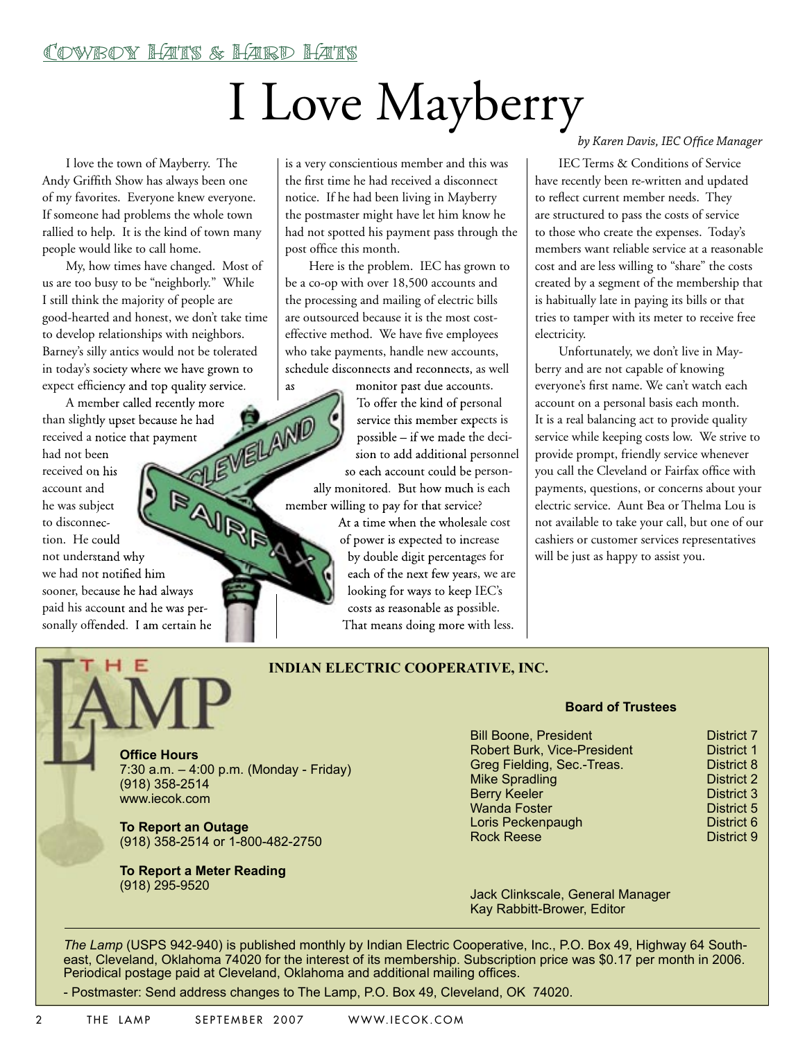Cowboy Hats & Hard Hats

# I Love Mayberry

*by Karen Davis, IEC Office Manager*

I love the town of Mayberry. The Andy Griffith Show has always been one of my favorites. Everyone knew everyone. If someone had problems the whole town rallied to help. It is the kind of town many people would like to call home.

My, how times have changed. Most of us are too busy to be "neighborly." While I still think the majority of people are good-hearted and honest, we don't take time to develop relationships with neighbors. Barney's silly antics would not be tolerated in today's society where we have grown to expect efficiency and top quality service.

A member called recently more than slightly upset because he had received a notice that payment had not been received on his account and he was subject to disconnection. He could not understand why we had not notified him sooner, because he had always paid his account and he was personally offended. I am certain he is a very conscientious member and this was the first time he had received a disconnect notice. If he had been living in Mayberry the postmaster might have let him know he had not spotted his payment pass through the post office this month.

Here is the problem. IEC has grown to be a co-op with over 18,500 accounts and the processing and mailing of electric bills are outsourced because it is the most cost-effective method. We have five employees who take payments, handle new accounts, schedule disconnects and reconnects, as well as monitor past due accounts. To offer the kind of personal service this member expects is possible – if we made the decision to add additional personnel so each account could be personally monitored. But how much is each member willing to pay for that service?

At a time when the wholesale cost of power is expected to increase by double digit percentages for each of the next few years, we are looking for ways to keep IEC's costs as reasonable as possible. That means doing more with less.

IEC Terms & Conditions of Service have recently been re-written and updated to reflect current member needs. They are structured to pass the costs of service to those who create the expenses. Today's members want reliable service at a reasonable cost and are less willing to "share" the costs created by a segment of the membership that is habitually late in paying its bills or that tries to tamper with its meter to receive free electricity.

Unfortunately, we don't live in Mayberry and are not capable of knowing everyone's first name. We can't watch each account on a personal basis each month. It is a real balancing act to provide quality service while keeping costs low. We strive to provide prompt, friendly service whenever you call the Cleveland or Fairfax office with payments, questions, or concerns about your electric service. Aunt Bea or Thelma Lou is not available to take your call, but one of our cashiers or customer services representatives will be just as happy to assist you.

---

## THE LAMP

**INDIAN ELECTRIC COOPERATIVE, INC.**

**Office Hours**
7:30 a.m. – 4:00 p.m. (Monday - Friday)
(918) 358-2514
www.iecok.com

**To Report an Outage**
(918) 358-2514 or 1-800-482-2750

**To Report a Meter Reading**
(918) 295-9520

**Board of Trustees**

| | |
|---|---|
| Bill Boone, President | District 7 |
| Robert Burk, Vice-President | District 1 |
| Greg Fielding, Sec.-Treas. | District 8 |
| Mike Spradling | District 2 |
| Berry Keeler | District 3 |
| Wanda Foster | District 5 |
| Loris Peckenpaugh | District 6 |
| Rock Reese | District 9 |

Jack Clinkscale, General Manager
Kay Rabbitt-Brower, Editor

*The Lamp* (USPS 942-940) is published monthly by Indian Electric Cooperative, Inc., P.O. Box 49, Highway 64 Southeast, Cleveland, Oklahoma 74020 for the interest of its membership. Subscription price was $0.17 per month in 2006. Periodical postage paid at Cleveland, Oklahoma and additional mailing offices.

- Postmaster: Send address changes to The Lamp, P.O. Box 49, Cleveland, OK 74020.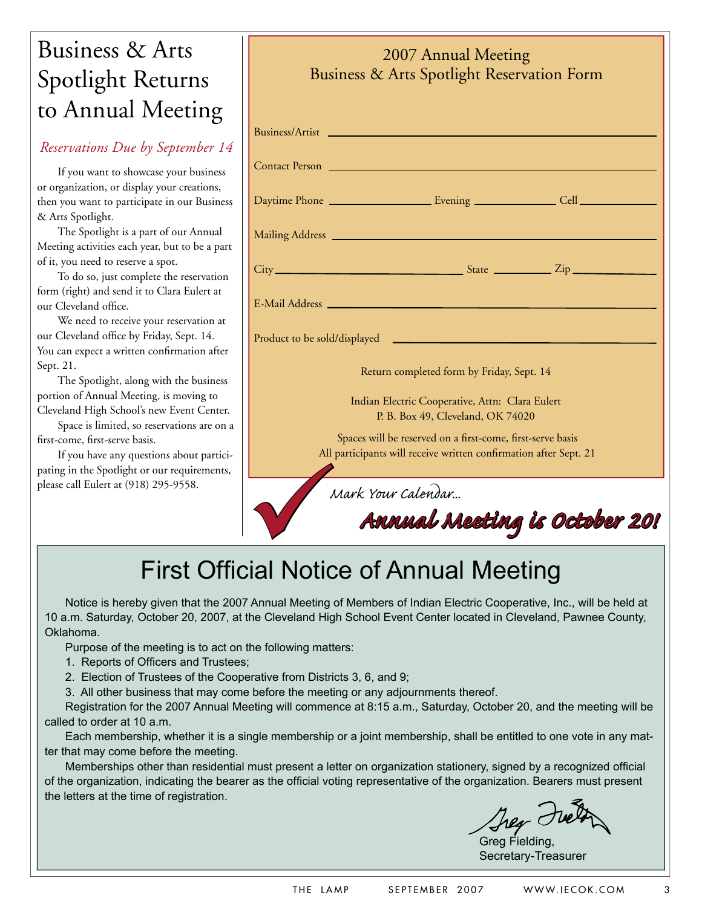# Business & Arts Spotlight Returns to Annual Meeting

*Reservations Due by September 14*

If you want to showcase your business or organization, or display your creations, then you want to participate in our Business & Arts Spotlight.

The Spotlight is a part of our Annual Meeting activities each year, but to be a part of it, you need to reserve a spot.

To do so, just complete the reservation form (right) and send it to Clara Eulert at our Cleveland office.

We need to receive your reservation at our Cleveland office by Friday, Sept. 14. You can expect a written confirmation after Sept. 21.

The Spotlight, along with the business portion of Annual Meeting, is moving to Cleveland High School's new Event Center.

Space is limited, so reservations are on a first-come, first-serve basis.

If you have any questions about participating in the Spotlight or our requirements, please call Eulert at (918) 295-9558.

## 2007 Annual Meeting Business & Arts Spotlight Reservation Form

Business/Artist ______________________________

Contact Person ______________________________

Daytime Phone ______________ Evening ______________ Cell ______________

Mailing Address ______________________________

City ______________________ State __________ Zip __________

E-Mail Address ______________________________

Product to be sold/displayed ______________________________

Return completed form by Friday, Sept. 14

Indian Electric Cooperative, Attn: Clara Eulert
P. B. Box 49, Cleveland, OK 74020

Spaces will be reserved on a first-come, first-serve basis
All participants will receive written confirmation after Sept. 21

*Mark Your Calendar...*

***Annual Meeting is October 20!***

# First Official Notice of Annual Meeting

Notice is hereby given that the 2007 Annual Meeting of Members of Indian Electric Cooperative, Inc., will be held at 10 a.m. Saturday, October 20, 2007, at the Cleveland High School Event Center located in Cleveland, Pawnee County, Oklahoma.

Purpose of the meeting is to act on the following matters:

1. Reports of Officers and Trustees;
2. Election of Trustees of the Cooperative from Districts 3, 6, and 9;
3. All other business that may come before the meeting or any adjournments thereof.

Registration for the 2007 Annual Meeting will commence at 8:15 a.m., Saturday, October 20, and the meeting will be called to order at 10 a.m.

Each membership, whether it is a single membership or a joint membership, shall be entitled to one vote in any matter that may come before the meeting.

Memberships other than residential must present a letter on organization stationery, signed by a recognized official of the organization, indicating the bearer as the official voting representative of the organization. Bearers must present the letters at the time of registration.

Greg Fielding,
Secretary-Treasurer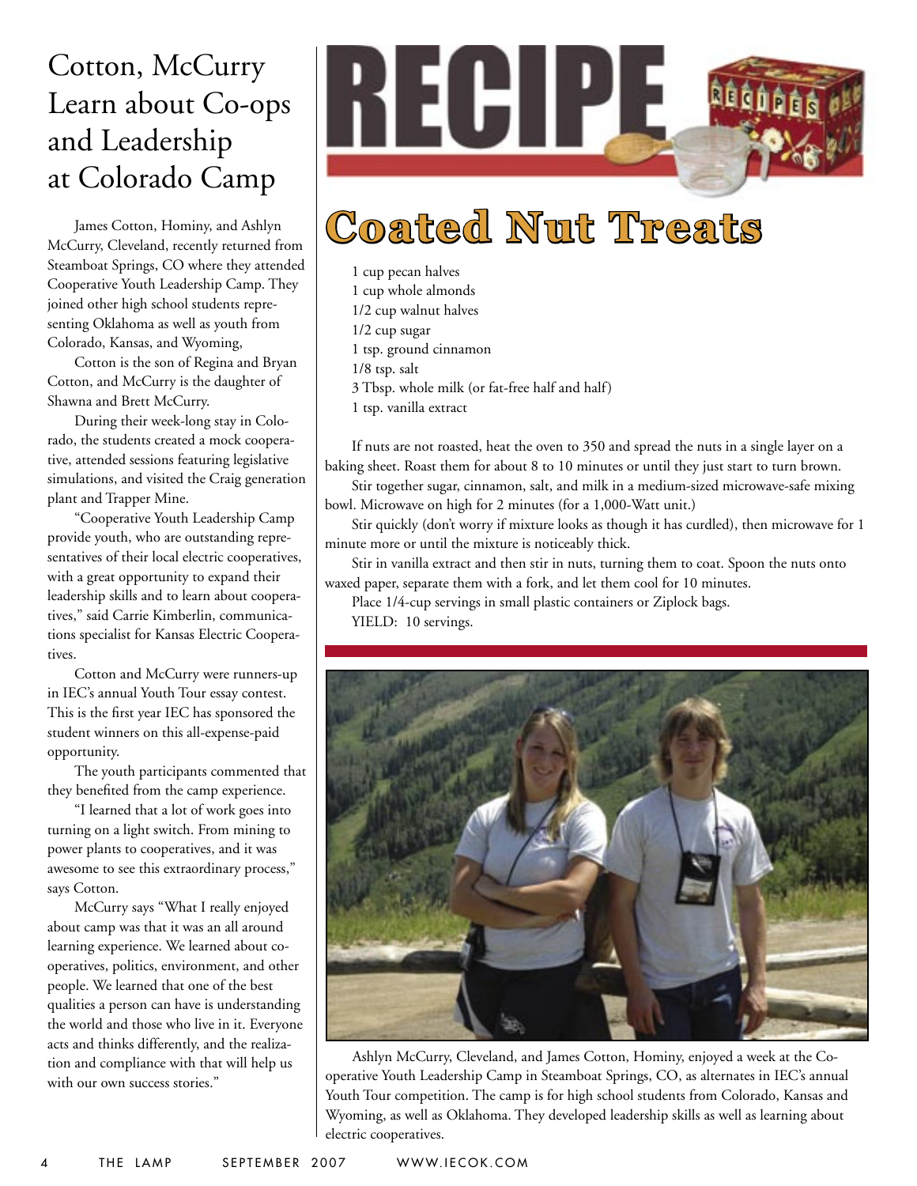# Cotton, McCurry Learn about Co-ops and Leadership at Colorado Camp

James Cotton, Hominy, and Ashlyn McCurry, Cleveland, recently returned from Steamboat Springs, CO where they attended Cooperative Youth Leadership Camp. They joined other high school students representing Oklahoma as well as youth from Colorado, Kansas, and Wyoming,

Cotton is the son of Regina and Bryan Cotton, and McCurry is the daughter of Shawna and Brett McCurry.

During their week-long stay in Colorado, the students created a mock cooperative, attended sessions featuring legislative simulations, and visited the Craig generation plant and Trapper Mine.

"Cooperative Youth Leadership Camp provide youth, who are outstanding representatives of their local electric cooperatives, with a great opportunity to expand their leadership skills and to learn about cooperatives," said Carrie Kimberlin, communications specialist for Kansas Electric Cooperatives.

Cotton and McCurry were runners-up in IEC's annual Youth Tour essay contest. This is the first year IEC has sponsored the student winners on this all-expense-paid opportunity.

The youth participants commented that they benefited from the camp experience.

"I learned that a lot of work goes into turning on a light switch. From mining to power plants to cooperatives, and it was awesome to see this extraordinary process," says Cotton.

McCurry says "What I really enjoyed about camp was that it was an all around learning experience. We learned about cooperatives, politics, environment, and other people. We learned that one of the best qualities a person can have is understanding the world and those who live in it. Everyone acts and thinks differently, and the realization and compliance with that will help us with our own success stories."

# RECIPE

## Coated Nut Treats

1 cup pecan halves
1 cup whole almonds
1/2 cup walnut halves
1/2 cup sugar
1 tsp. ground cinnamon
1/8 tsp. salt
3 Tbsp. whole milk (or fat-free half and half)
1 tsp. vanilla extract

If nuts are not roasted, heat the oven to 350 and spread the nuts in a single layer on a baking sheet. Roast them for about 8 to 10 minutes or until they just start to turn brown.

Stir together sugar, cinnamon, salt, and milk in a medium-sized microwave-safe mixing bowl. Microwave on high for 2 minutes (for a 1,000-Watt unit.)

Stir quickly (don't worry if mixture looks as though it has curdled), then microwave for 1 minute more or until the mixture is noticeably thick.

Stir in vanilla extract and then stir in nuts, turning them to coat. Spoon the nuts onto waxed paper, separate them with a fork, and let them cool for 10 minutes.

Place 1/4-cup servings in small plastic containers or Ziplock bags.

YIELD: 10 servings.

Ashlyn McCurry, Cleveland, and James Cotton, Hominy, enjoyed a week at the Cooperative Youth Leadership Camp in Steamboat Springs, CO, as alternates in IEC's annual Youth Tour competition. The camp is for high school students from Colorado, Kansas and Wyoming, as well as Oklahoma. They developed leadership skills as well as learning about electric cooperatives.